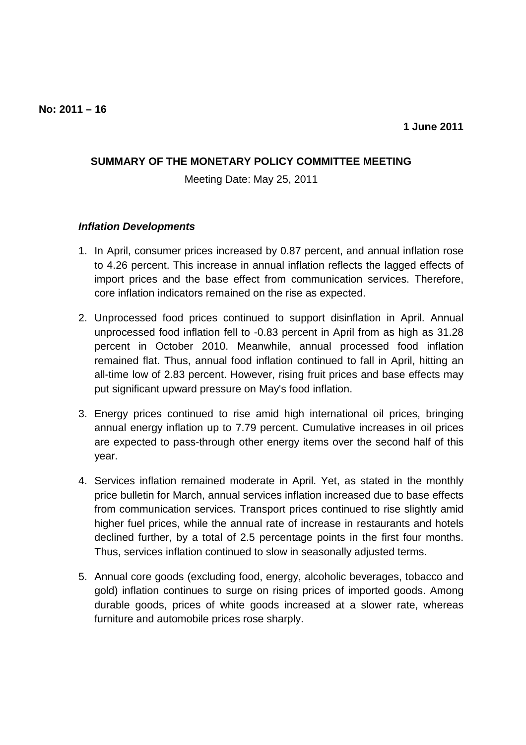**No: 2011 – 16**

**1 June 2011**

## SUMMARY OF THE MONETARY POLICY COMMITTEE MEETING

Meeting Date: May 25, 2011

### *Inflation Developments*

1. In April, consumer prices increased by 0.87 percent, and annual inflation rose to 4.26 percent. This increase in annual inflation reflects the lagged effects of import prices and the base effect from communication services. Therefore, core inflation indicators remained on the rise as expected.

2. Unprocessed food prices continued to support disinflation in April. Annual unprocessed food inflation fell to -0.83 percent in April from as high as 31.28 percent in October 2010. Meanwhile, annual processed food inflation remained flat. Thus, annual food inflation continued to fall in April, hitting an all-time low of 2.83 percent. However, rising fruit prices and base effects may put significant upward pressure on May's food inflation.

3. Energy prices continued to rise amid high international oil prices, bringing annual energy inflation up to 7.79 percent. Cumulative increases in oil prices are expected to pass-through other energy items over the second half of this year.

4. Services inflation remained moderate in April. Yet, as stated in the monthly price bulletin for March, annual services inflation increased due to base effects from communication services. Transport prices continued to rise slightly amid higher fuel prices, while the annual rate of increase in restaurants and hotels declined further, by a total of 2.5 percentage points in the first four months. Thus, services inflation continued to slow in seasonally adjusted terms.

5. Annual core goods (excluding food, energy, alcoholic beverages, tobacco and gold) inflation continues to surge on rising prices of imported goods. Among durable goods, prices of white goods increased at a slower rate, whereas furniture and automobile prices rose sharply.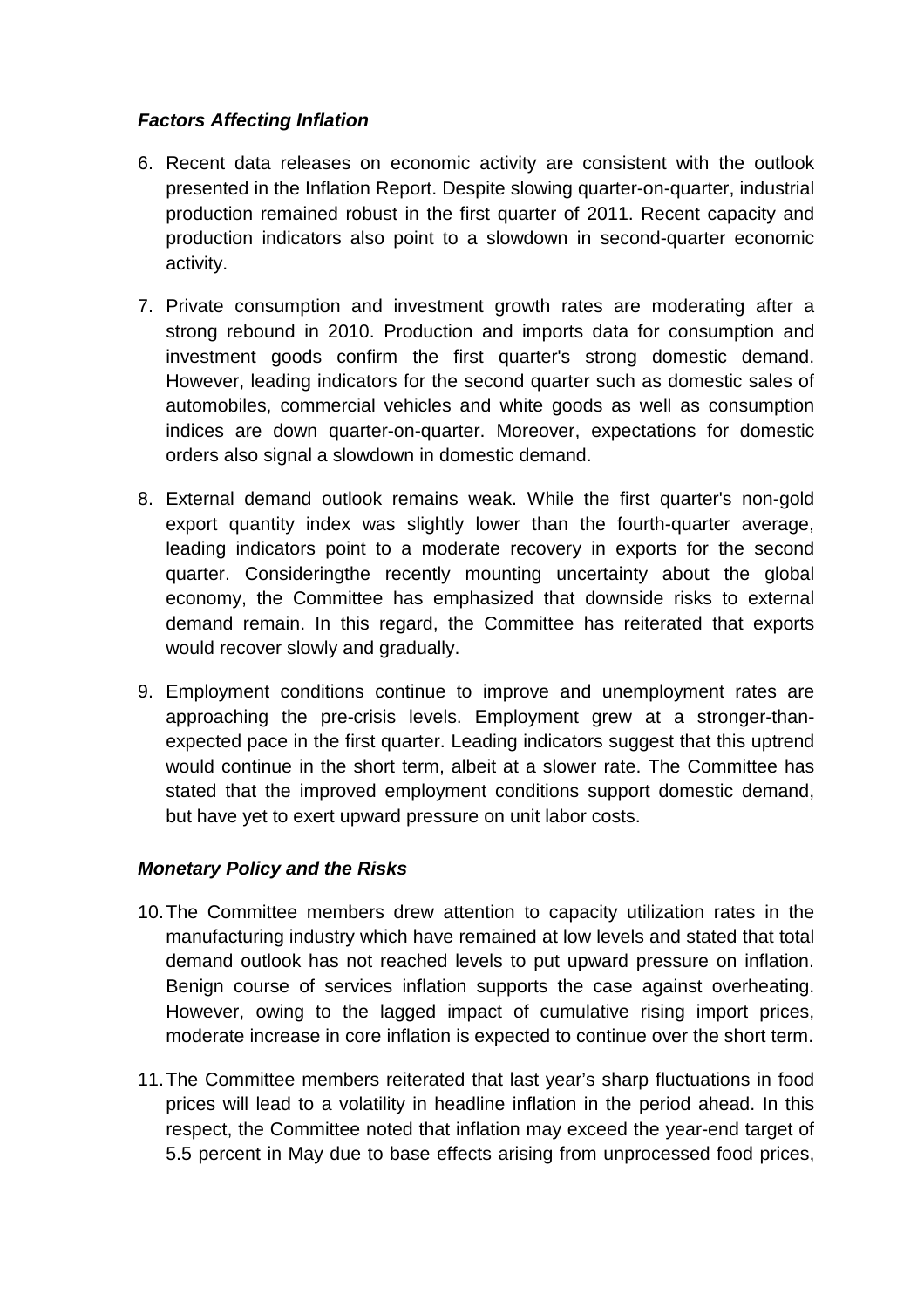### ***Factors Affecting Inflation***

6. Recent data releases on economic activity are consistent with the outlook presented in the Inflation Report. Despite slowing quarter-on-quarter, industrial production remained robust in the first quarter of 2011. Recent capacity and production indicators also point to a slowdown in second-quarter economic activity.

7. Private consumption and investment growth rates are moderating after a strong rebound in 2010. Production and imports data for consumption and investment goods confirm the first quarter's strong domestic demand. However, leading indicators for the second quarter such as domestic sales of automobiles, commercial vehicles and white goods as well as consumption indices are down quarter-on-quarter. Moreover, expectations for domestic orders also signal a slowdown in domestic demand.

8. External demand outlook remains weak. While the first quarter's non-gold export quantity index was slightly lower than the fourth-quarter average, leading indicators point to a moderate recovery in exports for the second quarter. Consideringthe recently mounting uncertainty about the global economy, the Committee has emphasized that downside risks to external demand remain. In this regard, the Committee has reiterated that exports would recover slowly and gradually.

9. Employment conditions continue to improve and unemployment rates are approaching the pre-crisis levels. Employment grew at a stronger-than-expected pace in the first quarter. Leading indicators suggest that this uptrend would continue in the short term, albeit at a slower rate. The Committee has stated that the improved employment conditions support domestic demand, but have yet to exert upward pressure on unit labor costs.

### ***Monetary Policy and the Risks***

10. The Committee members drew attention to capacity utilization rates in the manufacturing industry which have remained at low levels and stated that total demand outlook has not reached levels to put upward pressure on inflation. Benign course of services inflation supports the case against overheating. However, owing to the lagged impact of cumulative rising import prices, moderate increase in core inflation is expected to continue over the short term.

11. The Committee members reiterated that last year's sharp fluctuations in food prices will lead to a volatility in headline inflation in the period ahead. In this respect, the Committee noted that inflation may exceed the year-end target of 5.5 percent in May due to base effects arising from unprocessed food prices,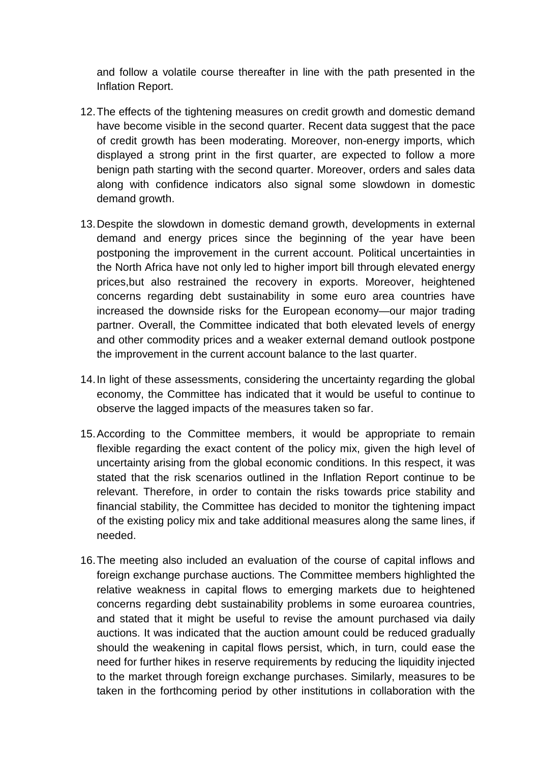and follow a volatile course thereafter in line with the path presented in the Inflation Report.

12. The effects of the tightening measures on credit growth and domestic demand have become visible in the second quarter. Recent data suggest that the pace of credit growth has been moderating. Moreover, non-energy imports, which displayed a strong print in the first quarter, are expected to follow a more benign path starting with the second quarter. Moreover, orders and sales data along with confidence indicators also signal some slowdown in domestic demand growth.

13. Despite the slowdown in domestic demand growth, developments in external demand and energy prices since the beginning of the year have been postponing the improvement in the current account. Political uncertainties in the North Africa have not only led to higher import bill through elevated energy prices,but also restrained the recovery in exports. Moreover, heightened concerns regarding debt sustainability in some euro area countries have increased the downside risks for the European economy—our major trading partner. Overall, the Committee indicated that both elevated levels of energy and other commodity prices and a weaker external demand outlook postpone the improvement in the current account balance to the last quarter.

14. In light of these assessments, considering the uncertainty regarding the global economy, the Committee has indicated that it would be useful to continue to observe the lagged impacts of the measures taken so far.

15. According to the Committee members, it would be appropriate to remain flexible regarding the exact content of the policy mix, given the high level of uncertainty arising from the global economic conditions. In this respect, it was stated that the risk scenarios outlined in the Inflation Report continue to be relevant. Therefore, in order to contain the risks towards price stability and financial stability, the Committee has decided to monitor the tightening impact of the existing policy mix and take additional measures along the same lines, if needed.

16. The meeting also included an evaluation of the course of capital inflows and foreign exchange purchase auctions. The Committee members highlighted the relative weakness in capital flows to emerging markets due to heightened concerns regarding debt sustainability problems in some euroarea countries, and stated that it might be useful to revise the amount purchased via daily auctions. It was indicated that the auction amount could be reduced gradually should the weakening in capital flows persist, which, in turn, could ease the need for further hikes in reserve requirements by reducing the liquidity injected to the market through foreign exchange purchases. Similarly, measures to be taken in the forthcoming period by other institutions in collaboration with the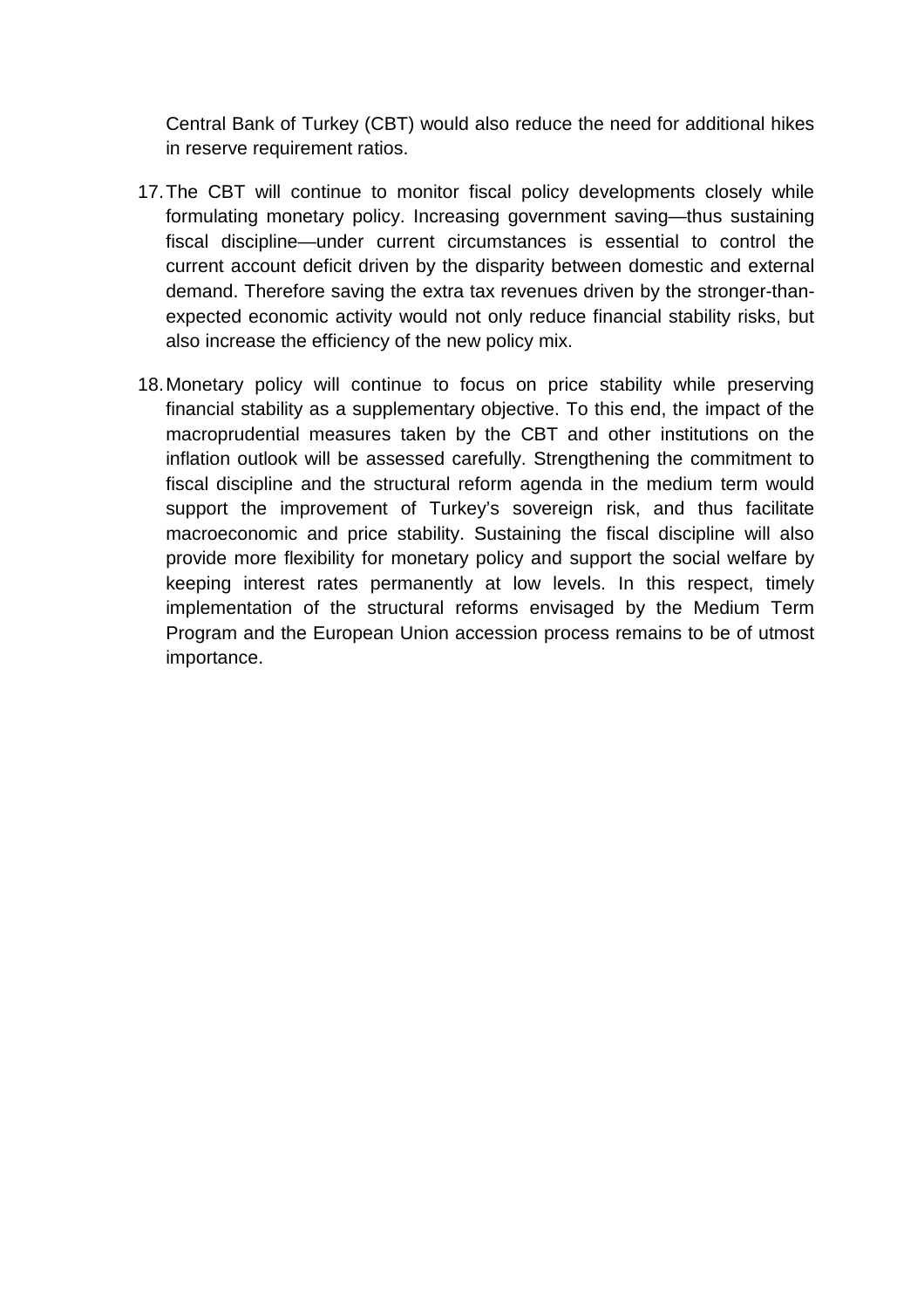Central Bank of Turkey (CBT) would also reduce the need for additional hikes in reserve requirement ratios.

17. The CBT will continue to monitor fiscal policy developments closely while formulating monetary policy. Increasing government saving—thus sustaining fiscal discipline—under current circumstances is essential to control the current account deficit driven by the disparity between domestic and external demand. Therefore saving the extra tax revenues driven by the stronger-than-expected economic activity would not only reduce financial stability risks, but also increase the efficiency of the new policy mix.

18. Monetary policy will continue to focus on price stability while preserving financial stability as a supplementary objective. To this end, the impact of the macroprudential measures taken by the CBT and other institutions on the inflation outlook will be assessed carefully. Strengthening the commitment to fiscal discipline and the structural reform agenda in the medium term would support the improvement of Turkey's sovereign risk, and thus facilitate macroeconomic and price stability. Sustaining the fiscal discipline will also provide more flexibility for monetary policy and support the social welfare by keeping interest rates permanently at low levels. In this respect, timely implementation of the structural reforms envisaged by the Medium Term Program and the European Union accession process remains to be of utmost importance.